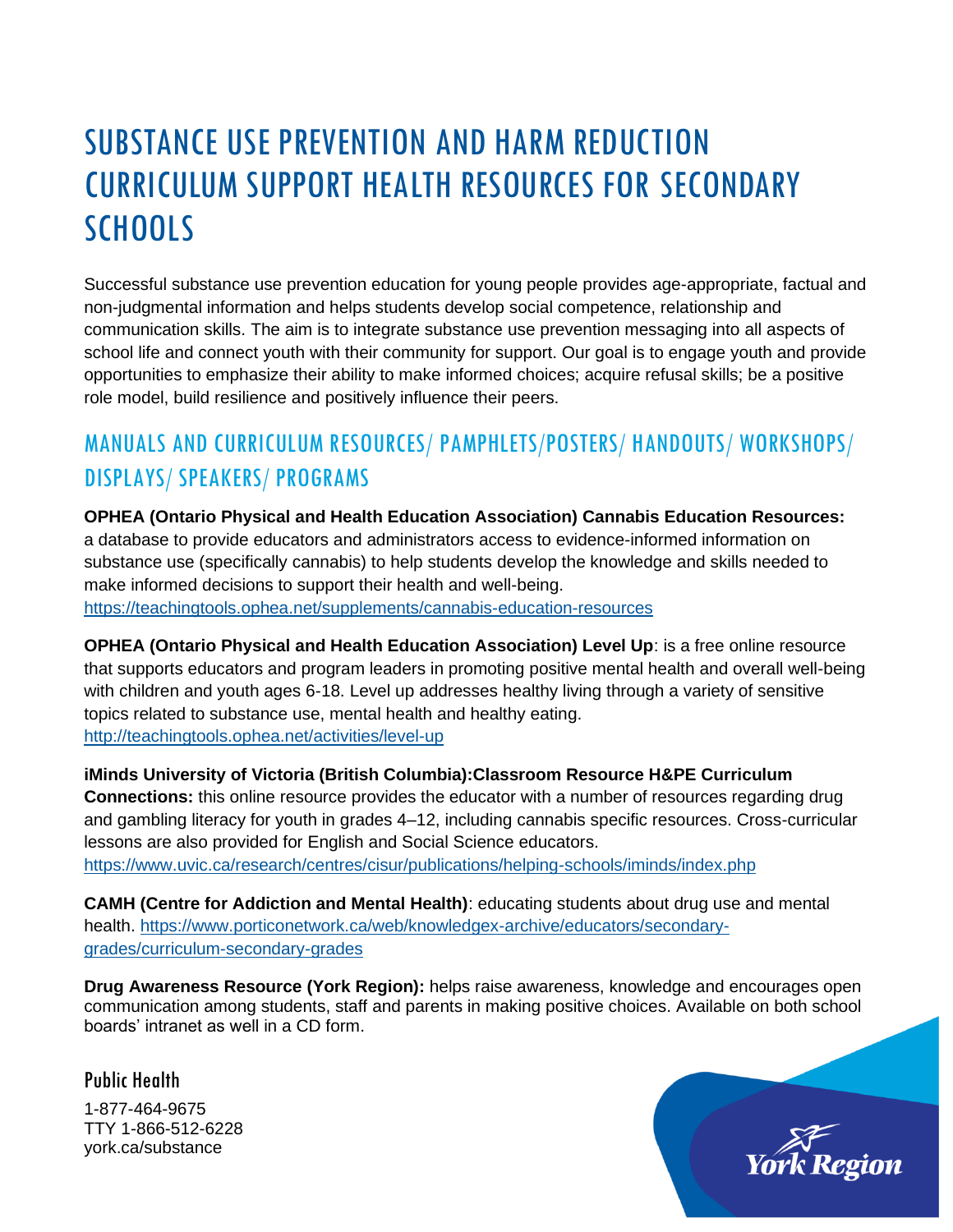# SUBSTANCE USE PREVENTION AND HARM REDUCTION CURRICULUM SUPPORT HEALTH RESOURCES FOR SECONDARY SCHOOLS

Successful substance use prevention education for young people provides age-appropriate, factual and non-judgmental information and helps students develop social competence, relationship and communication skills. The aim is to integrate substance use prevention messaging into all aspects of school life and connect youth with their community for support. Our goal is to engage youth and provide opportunities to emphasize their ability to make informed choices; acquire refusal skills; be a positive role model, build resilience and positively influence their peers.

## MANUALS AND CURRICULUM RESOURCES/ PAMPHLETS/POSTERS/ HANDOUTS/ WORKSHOPS/ DISPLAYS/ SPEAKERS/ PROGRAMS

**OPHEA (Ontario Physical and Health Education Association) Cannabis Education Resources:** a database to provide educators and administrators access to evidence-informed information on substance use (specifically cannabis) to help students develop the knowledge and skills needed to make informed decisions to support their health and well-being.
https://teachingtools.ophea.net/supplements/cannabis-education-resources

**OPHEA (Ontario Physical and Health Education Association) Level Up**: is a free online resource that supports educators and program leaders in promoting positive mental health and overall well-being with children and youth ages 6-18. Level up addresses healthy living through a variety of sensitive topics related to substance use, mental health and healthy eating.
http://teachingtools.ophea.net/activities/level-up

**iMinds University of Victoria (British Columbia):Classroom Resource H&PE Curriculum Connections:** this online resource provides the educator with a number of resources regarding drug and gambling literacy for youth in grades 4–12, including cannabis specific resources. Cross-curricular lessons are also provided for English and Social Science educators.
https://www.uvic.ca/research/centres/cisur/publications/helping-schools/iminds/index.php

**CAMH (Centre for Addiction and Mental Health)**: educating students about drug use and mental health. https://www.porticonetwork.ca/web/knowledgex-archive/educators/secondary-grades/curriculum-secondary-grades

**Drug Awareness Resource (York Region):** helps raise awareness, knowledge and encourages open communication among students, staff and parents in making positive choices. Available on both school boards' intranet as well in a CD form.

Public Health

1-877-464-9675
TTY 1-866-512-6228
york.ca/substance

York Region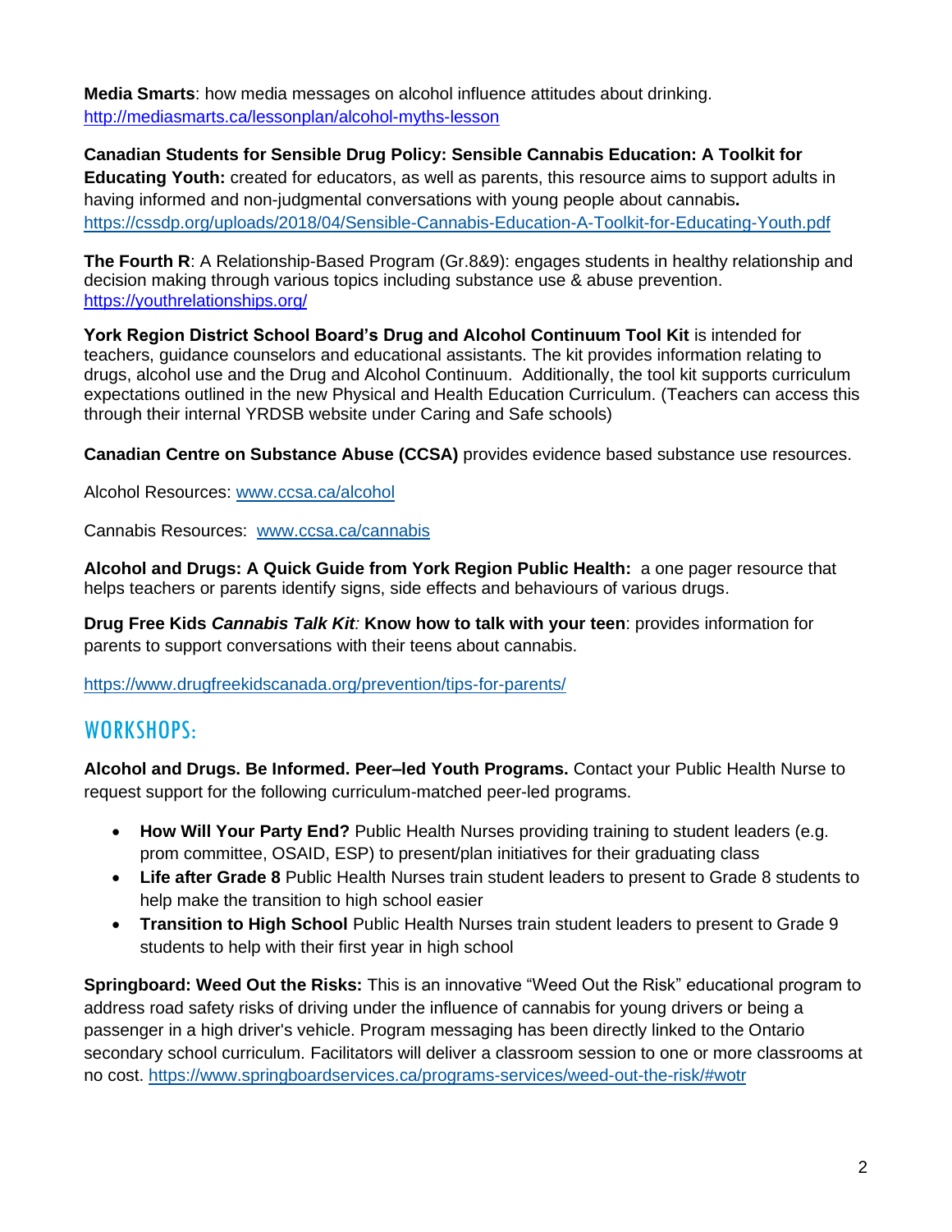**Media Smarts**: how media messages on alcohol influence attitudes about drinking. http://mediasmarts.ca/lessonplan/alcohol-myths-lesson

**Canadian Students for Sensible Drug Policy: Sensible Cannabis Education: A Toolkit for Educating Youth:** created for educators, as well as parents, this resource aims to support adults in having informed and non-judgmental conversations with young people about cannabis**.** https://cssdp.org/uploads/2018/04/Sensible-Cannabis-Education-A-Toolkit-for-Educating-Youth.pdf

**The Fourth R**: A Relationship-Based Program (Gr.8&9): engages students in healthy relationship and decision making through various topics including substance use & abuse prevention. https://youthrelationships.org/

**York Region District School Board's Drug and Alcohol Continuum Tool Kit** is intended for teachers, guidance counselors and educational assistants. The kit provides information relating to drugs, alcohol use and the Drug and Alcohol Continuum. Additionally, the tool kit supports curriculum expectations outlined in the new Physical and Health Education Curriculum. (Teachers can access this through their internal YRDSB website under Caring and Safe schools)

**Canadian Centre on Substance Abuse (CCSA)** provides evidence based substance use resources.

Alcohol Resources: www.ccsa.ca/alcohol

Cannabis Resources: www.ccsa.ca/cannabis

**Alcohol and Drugs: A Quick Guide from York Region Public Health:** a one pager resource that helps teachers or parents identify signs, side effects and behaviours of various drugs.

**Drug Free Kids *Cannabis Talk Kit:* Know how to talk with your teen**: provides information for parents to support conversations with their teens about cannabis.

https://www.drugfreekidscanada.org/prevention/tips-for-parents/

## WORKSHOPS:

**Alcohol and Drugs. Be Informed. Peer–led Youth Programs.** Contact your Public Health Nurse to request support for the following curriculum-matched peer-led programs.

- **How Will Your Party End?** Public Health Nurses providing training to student leaders (e.g. prom committee, OSAID, ESP) to present/plan initiatives for their graduating class
- **Life after Grade 8** Public Health Nurses train student leaders to present to Grade 8 students to help make the transition to high school easier
- **Transition to High School** Public Health Nurses train student leaders to present to Grade 9 students to help with their first year in high school

**Springboard: Weed Out the Risks:** This is an innovative "Weed Out the Risk" educational program to address road safety risks of driving under the influence of cannabis for young drivers or being a passenger in a high driver's vehicle. Program messaging has been directly linked to the Ontario secondary school curriculum. Facilitators will deliver a classroom session to one or more classrooms at no cost. https://www.springboardservices.ca/programs-services/weed-out-the-risk/#wotr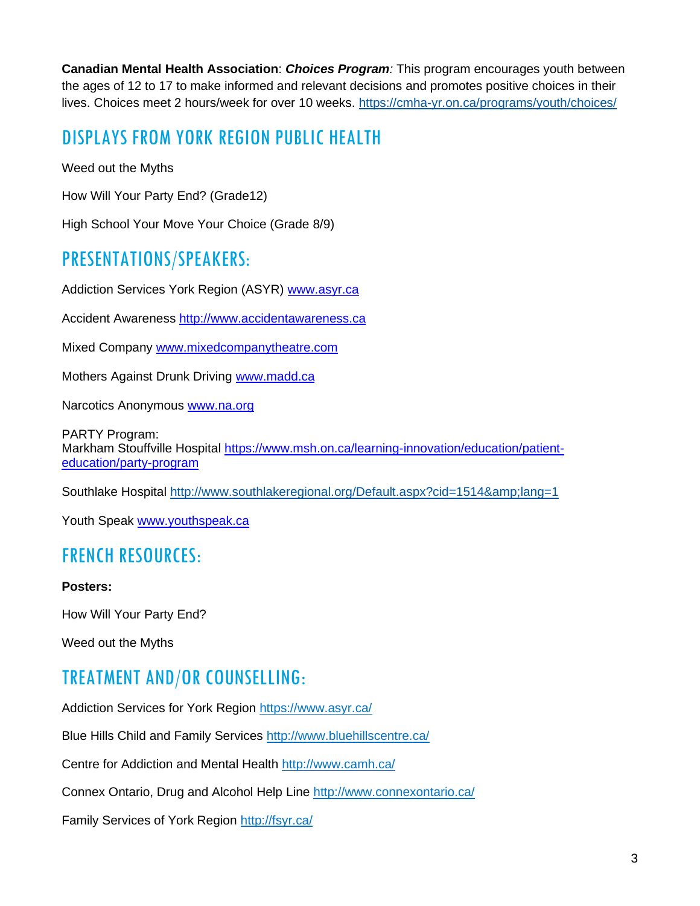**Canadian Mental Health Association**: ***Choices Program****:* This program encourages youth between the ages of 12 to 17 to make informed and relevant decisions and promotes positive choices in their lives. Choices meet 2 hours/week for over 10 weeks. https://cmha-yr.on.ca/programs/youth/choices/

## DISPLAYS FROM YORK REGION PUBLIC HEALTH

Weed out the Myths

How Will Your Party End? (Grade12)

High School Your Move Your Choice (Grade 8/9)

## PRESENTATIONS/SPEAKERS:

Addiction Services York Region (ASYR) www.asyr.ca

Accident Awareness http://www.accidentawareness.ca

Mixed Company www.mixedcompanytheatre.com

Mothers Against Drunk Driving www.madd.ca

Narcotics Anonymous www.na.org

PARTY Program:
Markham Stouffville Hospital https://www.msh.on.ca/learning-innovation/education/patient-education/party-program

Southlake Hospital http://www.southlakeregional.org/Default.aspx?cid=1514&amp;lang=1

Youth Speak www.youthspeak.ca

## FRENCH RESOURCES:

**Posters:**

How Will Your Party End?

Weed out the Myths

## TREATMENT AND/OR COUNSELLING:

Addiction Services for York Region https://www.asyr.ca/

Blue Hills Child and Family Services http://www.bluehillscentre.ca/

Centre for Addiction and Mental Health http://www.camh.ca/

Connex Ontario, Drug and Alcohol Help Line http://www.connexontario.ca/

Family Services of York Region http://fsyr.ca/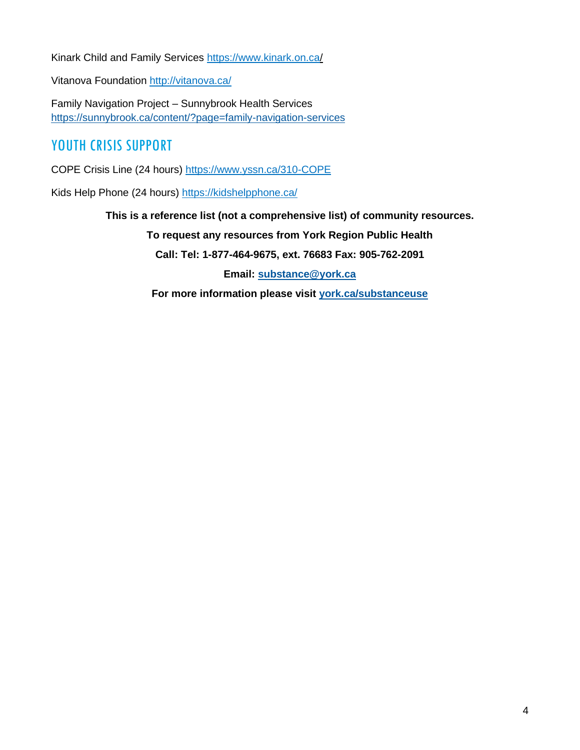Kinark Child and Family Services https://www.kinark.on.ca/

Vitanova Foundation http://vitanova.ca/

Family Navigation Project – Sunnybrook Health Services https://sunnybrook.ca/content/?page=family-navigation-services

## YOUTH CRISIS SUPPORT

COPE Crisis Line (24 hours) https://www.yssn.ca/310-COPE

Kids Help Phone (24 hours) https://kidshelpphone.ca/

**This is a reference list (not a comprehensive list) of community resources.**

**To request any resources from York Region Public Health**

**Call: Tel: 1-877-464-9675, ext. 76683 Fax: 905-762-2091**

**Email: substance@york.ca**

**For more information please visit york.ca/substanceuse**